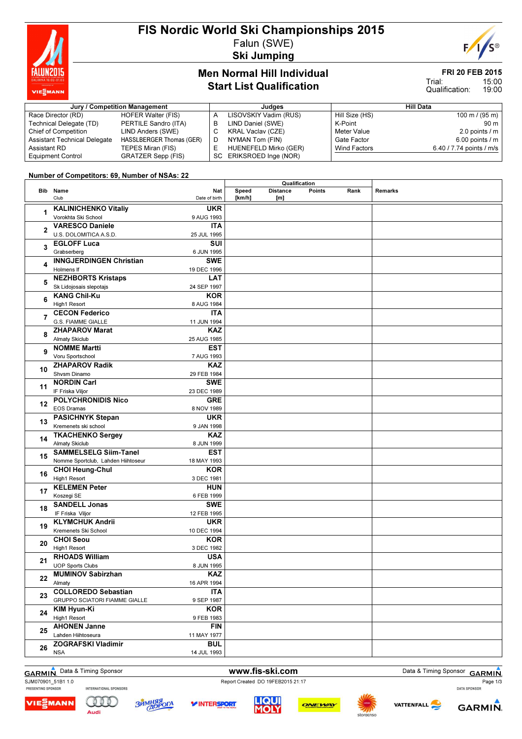# FIS Nordic World Ski Championships 2015

Falun (SWE)

**Ski Jumping**

## Men Normal Hill Individual
## Start List Qualification

**FRI 20 FEB 2015**

Trial: 15:00
Qualification: 19:00

| Jury / Competition Management | | Judges | | Hill Data | |
|---|---|---|---|---|---|
| Race Director (RD) | HOFER Walter (FIS) | A | LISOVSKIY Vadim (RUS) | Hill Size (HS) | 100 m / (95 m) |
| Technical Delegate (TD) | PERTILE Sandro (ITA) | B | LIND Daniel (SWE) | K-Point | 90 m |
| Chief of Competition | LIND Anders (SWE) | C | KRAL Vaclav (CZE) | Meter Value | 2.0 points / m |
| Assistant Technical Delegate | HASSLBERGER Thomas (GER) | D | NYMAN Tom (FIN) | Gate Factor | 6.00 points / m |
| Assistant RD | TEPES Miran (FIS) | E | HUENEFELD Mirko (GER) | Wind Factors | 6.40 / 7.74 points / m/s |
| Equipment Control | GRATZER Sepp (FIS) | SC | ERIKSROED Inge (NOR) | | |

**Number of Competitors: 69, Number of NSAs: 22**

| Bib | Name / Club | Nat / Date of birth | Speed [km/h] | Distance [m] | Points | Rank | Remarks |
|---|---|---|---|---|---|---|---|
| 1 | **KALINICHENKO Vitaliy** Vorokhta Ski School | **UKR** 9 AUG 1993 | | | | | |
| 2 | **VARESCO Daniele** U.S. DOLOMITICA A.S.D. | **ITA** 25 JUL 1995 | | | | | |
| 3 | **EGLOFF Luca** Grabserberg | **SUI** 6 JUN 1995 | | | | | |
| 4 | **INNGJERDINGEN Christian** Holmens If | **SWE** 19 DEC 1996 | | | | | |
| 5 | **NEZHBORTS Kristaps** Sk Lidojosais slepotajs | **LAT** 24 SEP 1997 | | | | | |
| 6 | **KANG Chil-Ku** High1 Resort | **KOR** 8 AUG 1984 | | | | | |
| 7 | **CECON Federico** G.S. FIAMME GIALLE | **ITA** 11 JUN 1994 | | | | | |
| 8 | **ZHAPAROV Marat** Almaty Skiclub | **KAZ** 25 AUG 1985 | | | | | |
| 9 | **NOMME Martti** Voru Sportschool | **EST** 7 AUG 1993 | | | | | |
| 10 | **ZHAPAROV Radik** Shvsm Dinamo | **KAZ** 29 FEB 1984 | | | | | |
| 11 | **NORDIN Carl** IF Friska Viljor | **SWE** 23 DEC 1989 | | | | | |
| 12 | **POLYCHRONIDIS Nico** EOS Dramas | **GRE** 8 NOV 1989 | | | | | |
| 13 | **PASICHNYK Stepan** Kremenets ski school | **UKR** 9 JAN 1998 | | | | | |
| 14 | **TKACHENKO Sergey** Almaty Skiclub | **KAZ** 8 JUN 1999 | | | | | |
| 15 | **SAMMELSELG Siim-Tanel** Nomme Sportclub, Lahden Hiihtoseur | **EST** 18 MAY 1993 | | | | | |
| 16 | **CHOI Heung-Chul** High1 Resort | **KOR** 3 DEC 1981 | | | | | |
| 17 | **KELEMEN Peter** Koszegi SE | **HUN** 6 FEB 1999 | | | | | |
| 18 | **SANDELL Jonas** IF Friska Viljor | **SWE** 12 FEB 1995 | | | | | |
| 19 | **KLYMCHUK Andrii** Kremenets Ski School | **UKR** 10 DEC 1994 | | | | | |
| 20 | **CHOI Seou** High1 Resort | **KOR** 3 DEC 1982 | | | | | |
| 21 | **RHOADS William** UOP Sports Clubs | **USA** 8 JUN 1995 | | | | | |
| 22 | **MUMINOV Sabirzhan** Almaty | **KAZ** 16 APR 1994 | | | | | |
| 23 | **COLLOREDO Sebastian** GRUPPO SCIATORI FIAMME GIALLE | **ITA** 9 SEP 1987 | | | | | |
| 24 | **KIM Hyun-Ki** High1 Resort | **KOR** 9 FEB 1983 | | | | | |
| 25 | **AHONEN Janne** Lahden Hiihtoseura | **FIN** 11 MAY 1977 | | | | | |
| 26 | **ZOGRAFSKI Vladimir** NSA | **BUL** 14 JUL 1993 | | | | | |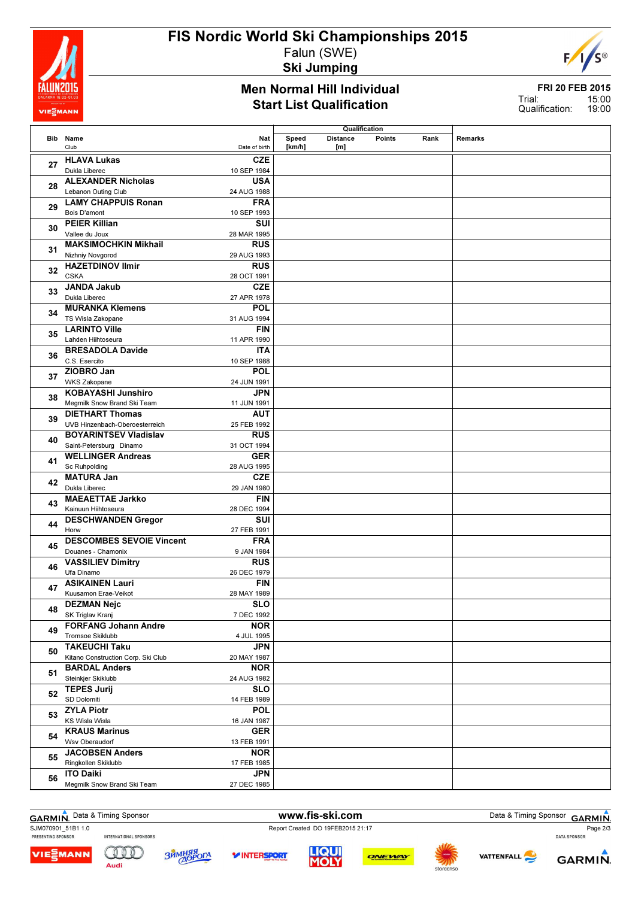# FIS Nordic World Ski Championships 2015

Falun (SWE)

**Ski Jumping**

## Men Normal Hill Individual
## Start List Qualification

**FRI 20 FEB 2015**

Trial: 15:00
Qualification: 19:00

| Bib | Name / Club | Nat / Date of birth | Qualification Speed [km/h] | Distance [m] | Points | Rank | Remarks |
|---|---|---|---|---|---|---|---|
| 27 | HLAVA Lukas / Dukla Liberec | CZE / 10 SEP 1984 | | | | | |
| 28 | ALEXANDER Nicholas / Lebanon Outing Club | USA / 24 AUG 1988 | | | | | |
| 29 | LAMY CHAPPUIS Ronan / Bois D'amont | FRA / 10 SEP 1993 | | | | | |
| 30 | PEIER Killian / Vallee du Joux | SUI / 28 MAR 1995 | | | | | |
| 31 | MAKSIMOCHKIN Mikhail / Nizhniy Novgorod | RUS / 29 AUG 1993 | | | | | |
| 32 | HAZETDINOV Ilmir / CSKA | RUS / 28 OCT 1991 | | | | | |
| 33 | JANDA Jakub / Dukla Liberec | CZE / 27 APR 1978 | | | | | |
| 34 | MURANKA Klemens / TS Wisla Zakopane | POL / 31 AUG 1994 | | | | | |
| 35 | LARINTO Ville / Lahden Hiihtoseura | FIN / 11 APR 1990 | | | | | |
| 36 | BRESADOLA Davide / C.S. Esercito | ITA / 10 SEP 1988 | | | | | |
| 37 | ZIOBRO Jan / WKS Zakopane | POL / 24 JUN 1991 | | | | | |
| 38 | KOBAYASHI Junshiro / Megmilk Snow Brand Ski Team | JPN / 11 JUN 1991 | | | | | |
| 39 | DIETHART Thomas / UVB Hinzenbach-Oberoesterreich | AUT / 25 FEB 1992 | | | | | |
| 40 | BOYARINTSEV Vladislav / Saint-Petersburg Dinamo | RUS / 31 OCT 1994 | | | | | |
| 41 | WELLINGER Andreas / Sc Ruhpolding | GER / 28 AUG 1995 | | | | | |
| 42 | MATURA Jan / Dukla Liberec | CZE / 29 JAN 1980 | | | | | |
| 43 | MAEAETTAE Jarkko / Kainuun Hiihtoseura | FIN / 28 DEC 1994 | | | | | |
| 44 | DESCHWANDEN Gregor / Horw | SUI / 27 FEB 1991 | | | | | |
| 45 | DESCOMBES SEVOIE Vincent / Douanes - Chamonix | FRA / 9 JAN 1984 | | | | | |
| 46 | VASSILIEV Dimitry / Ufa Dinamo | RUS / 26 DEC 1979 | | | | | |
| 47 | ASIKAINEN Lauri / Kuusamon Erae-Veikot | FIN / 28 MAY 1989 | | | | | |
| 48 | DEZMAN Nejc / SK Triglav Kranj | SLO / 7 DEC 1992 | | | | | |
| 49 | FORFANG Johann Andre / Tromsoe Skiklubb | NOR / 4 JUL 1995 | | | | | |
| 50 | TAKEUCHI Taku / Kitano Construction Corp. Ski Club | JPN / 20 MAY 1987 | | | | | |
| 51 | BARDAL Anders / Steinkjer Skiklubb | NOR / 24 AUG 1982 | | | | | |
| 52 | TEPES Jurij / SD Dolomiti | SLO / 14 FEB 1989 | | | | | |
| 53 | ZYLA Piotr / KS Wisla Wisla | POL / 16 JAN 1987 | | | | | |
| 54 | KRAUS Marinus / Wsv Oberaudorf | GER / 13 FEB 1991 | | | | | |
| 55 | JACOBSEN Anders / Ringkollen Skiklubb | NOR / 17 FEB 1985 | | | | | |
| 56 | ITO Daiki / Megmilk Snow Brand Ski Team | JPN / 27 DEC 1985 | | | | | |

SJM070901_51B1 1.0 Report Created DO 19FEB2015 21:17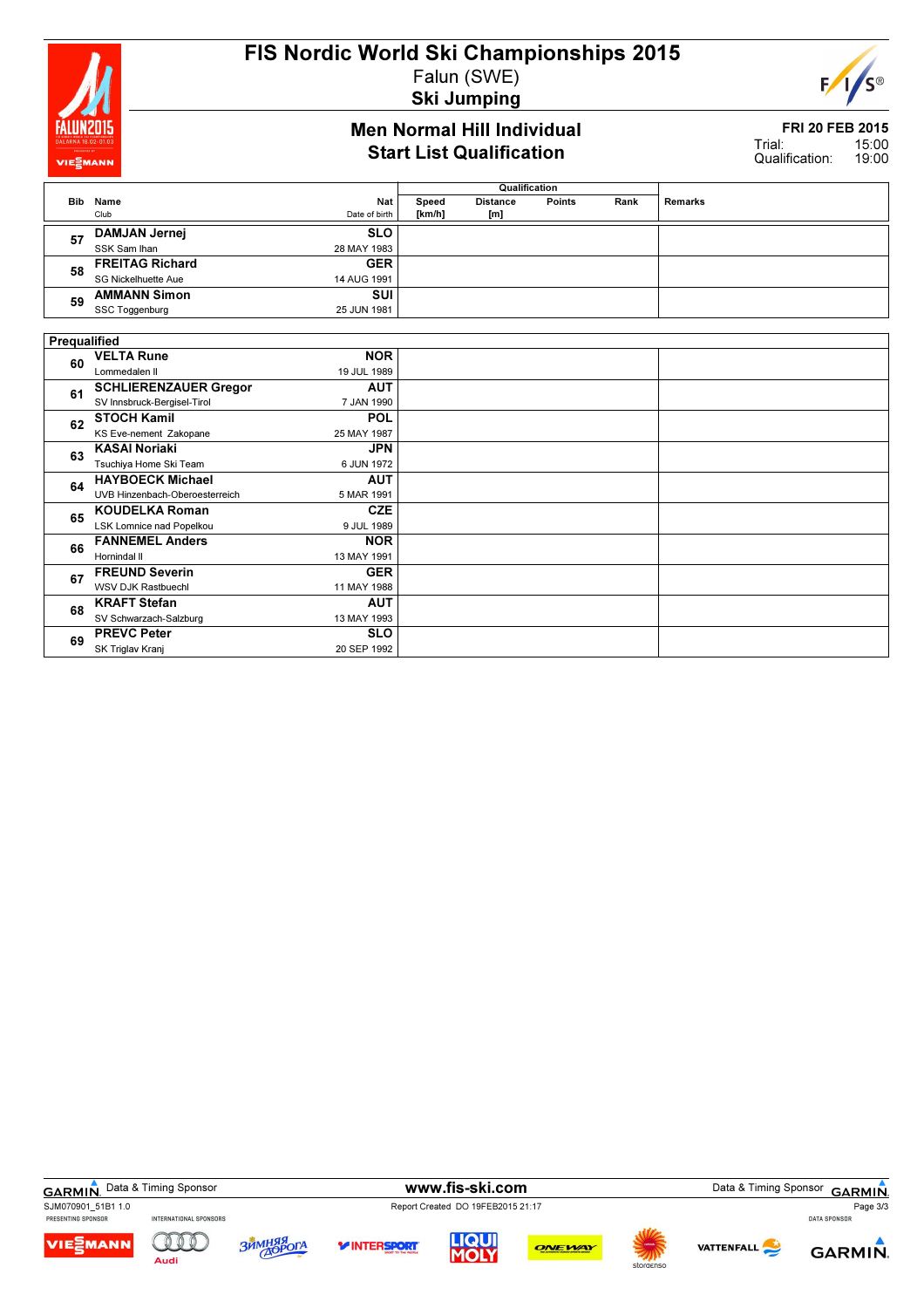# FIS Nordic World Ski Championships 2015

Falun (SWE)

**Ski Jumping**

## Men Normal Hill Individual
## Start List Qualification

**FRI 20 FEB 2015**

Trial: 15:00
Qualification: 19:00

| Bib | Name / Club | Nat / Date of birth | Qualification | | | | Remarks |
|---|---|---|---|---|---|---|---|
| | | | Speed [km/h] | Distance [m] | Points | Rank | |
| 57 | **DAMJAN Jernej**<br>SSK Sam Ihan | **SLO**<br>28 MAY 1983 | | | | | |
| 58 | **FREITAG Richard**<br>SG Nickelhuette Aue | **GER**<br>14 AUG 1991 | | | | | |
| 59 | **AMMANN Simon**<br>SSC Toggenburg | **SUI**<br>25 JUN 1981 | | | | | |

**Prequalified**

| Bib | Name / Club | Nat / Date of birth | Speed [km/h] | Distance [m] | Points | Rank | Remarks |
|---|---|---|---|---|---|---|---|
| 60 | **VELTA Rune**<br>Lommedalen Il | **NOR**<br>19 JUL 1989 | | | | | |
| 61 | **SCHLIERENZAUER Gregor**<br>SV Innsbruck-Bergisel-Tirol | **AUT**<br>7 JAN 1990 | | | | | |
| 62 | **STOCH Kamil**<br>KS Eve-nement Zakopane | **POL**<br>25 MAY 1987 | | | | | |
| 63 | **KASAI Noriaki**<br>Tsuchiya Home Ski Team | **JPN**<br>6 JUN 1972 | | | | | |
| 64 | **HAYBOECK Michael**<br>UVB Hinzenbach-Oberoesterreich | **AUT**<br>5 MAR 1991 | | | | | |
| 65 | **KOUDELKA Roman**<br>LSK Lomnice nad Popelkou | **CZE**<br>9 JUL 1989 | | | | | |
| 66 | **FANNEMEL Anders**<br>Hornindal Il | **NOR**<br>13 MAY 1991 | | | | | |
| 67 | **FREUND Severin**<br>WSV DJK Rastbuechl | **GER**<br>11 MAY 1988 | | | | | |
| 68 | **KRAFT Stefan**<br>SV Schwarzach-Salzburg | **AUT**<br>13 MAY 1993 | | | | | |
| 69 | **PREVC Peter**<br>SK Triglav Kranj | **SLO**<br>20 SEP 1992 | | | | | |

SJM070901_51B1 1.0

Report Created DO 19FEB2015 21:17